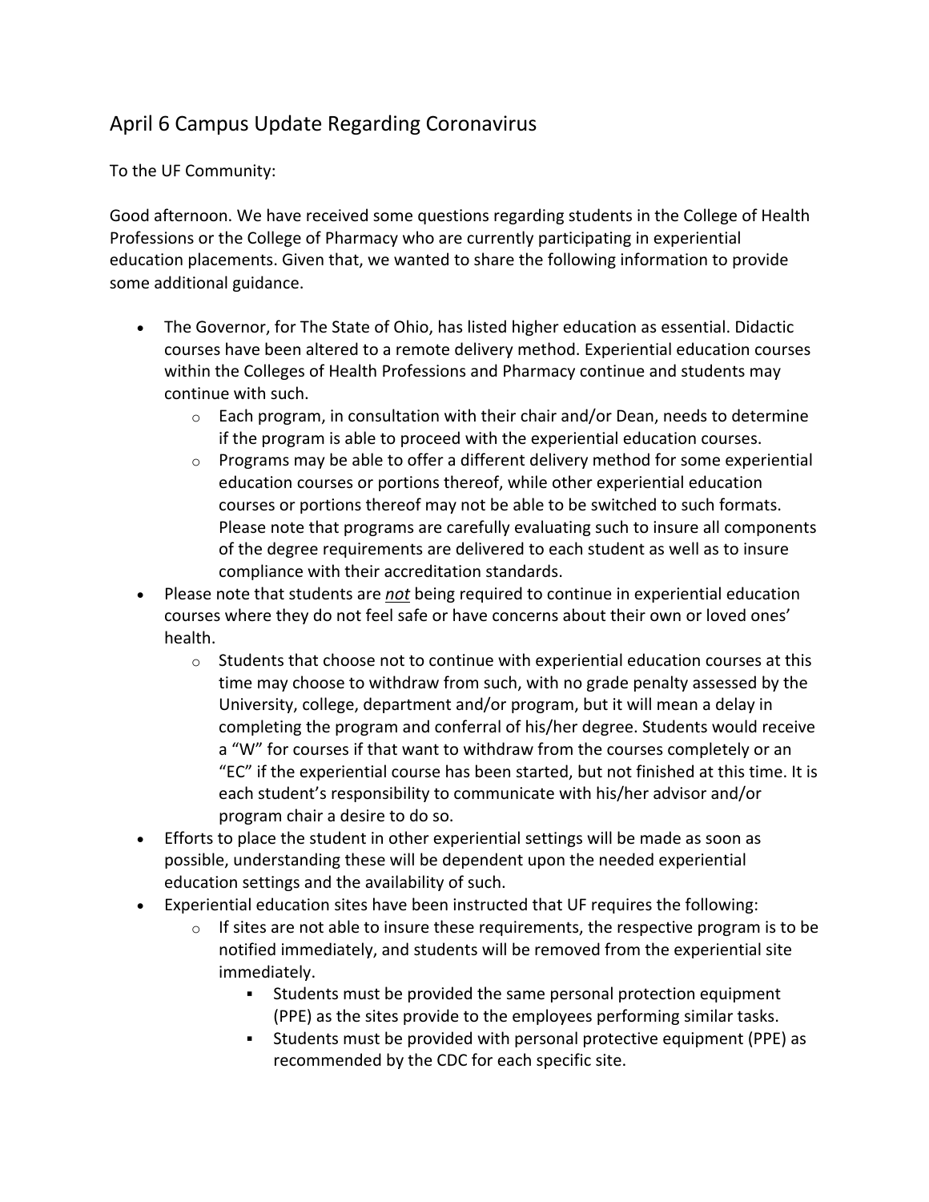# April 6 Campus Update Regarding Coronavirus

To the UF Community:

Good afternoon. We have received some questions regarding students in the College of Health Professions or the College of Pharmacy who are currently participating in experiential education placements. Given that, we wanted to share the following information to provide some additional guidance.

- The Governor, for The State of Ohio, has listed higher education as essential. Didactic courses have been altered to a remote delivery method. Experiential education courses within the Colleges of Health Professions and Pharmacy continue and students may continue with such.
    - Each program, in consultation with their chair and/or Dean, needs to determine if the program is able to proceed with the experiential education courses.
    - Programs may be able to offer a different delivery method for some experiential education courses or portions thereof, while other experiential education courses or portions thereof may not be able to be switched to such formats. Please note that programs are carefully evaluating such to insure all components of the degree requirements are delivered to each student as well as to insure compliance with their accreditation standards.
- Please note that students are ***not*** being required to continue in experiential education courses where they do not feel safe or have concerns about their own or loved ones' health.
    - Students that choose not to continue with experiential education courses at this time may choose to withdraw from such, with no grade penalty assessed by the University, college, department and/or program, but it will mean a delay in completing the program and conferral of his/her degree. Students would receive a "W" for courses if that want to withdraw from the courses completely or an "EC" if the experiential course has been started, but not finished at this time. It is each student's responsibility to communicate with his/her advisor and/or program chair a desire to do so.
- Efforts to place the student in other experiential settings will be made as soon as possible, understanding these will be dependent upon the needed experiential education settings and the availability of such.
- Experiential education sites have been instructed that UF requires the following:
    - If sites are not able to insure these requirements, the respective program is to be notified immediately, and students will be removed from the experiential site immediately.
        - Students must be provided the same personal protection equipment (PPE) as the sites provide to the employees performing similar tasks.
        - Students must be provided with personal protective equipment (PPE) as recommended by the CDC for each specific site.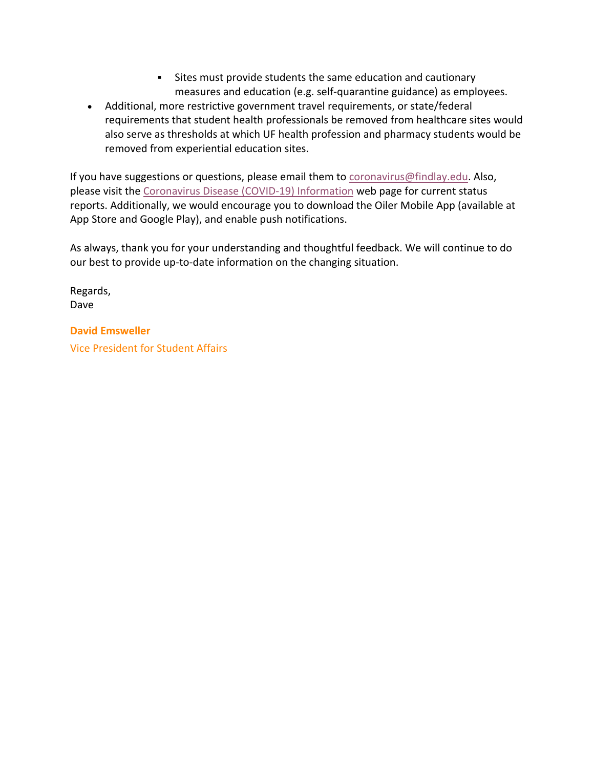- Sites must provide students the same education and cautionary measures and education (e.g. self-quarantine guidance) as employees.
- Additional, more restrictive government travel requirements, or state/federal requirements that student health professionals be removed from healthcare sites would also serve as thresholds at which UF health profession and pharmacy students would be removed from experiential education sites.

If you have suggestions or questions, please email them to coronavirus@findlay.edu. Also, please visit the Coronavirus Disease (COVID-19) Information web page for current status reports. Additionally, we would encourage you to download the Oiler Mobile App (available at App Store and Google Play), and enable push notifications.

As always, thank you for your understanding and thoughtful feedback. We will continue to do our best to provide up-to-date information on the changing situation.

Regards,
Dave

**David Emsweller**
Vice President for Student Affairs